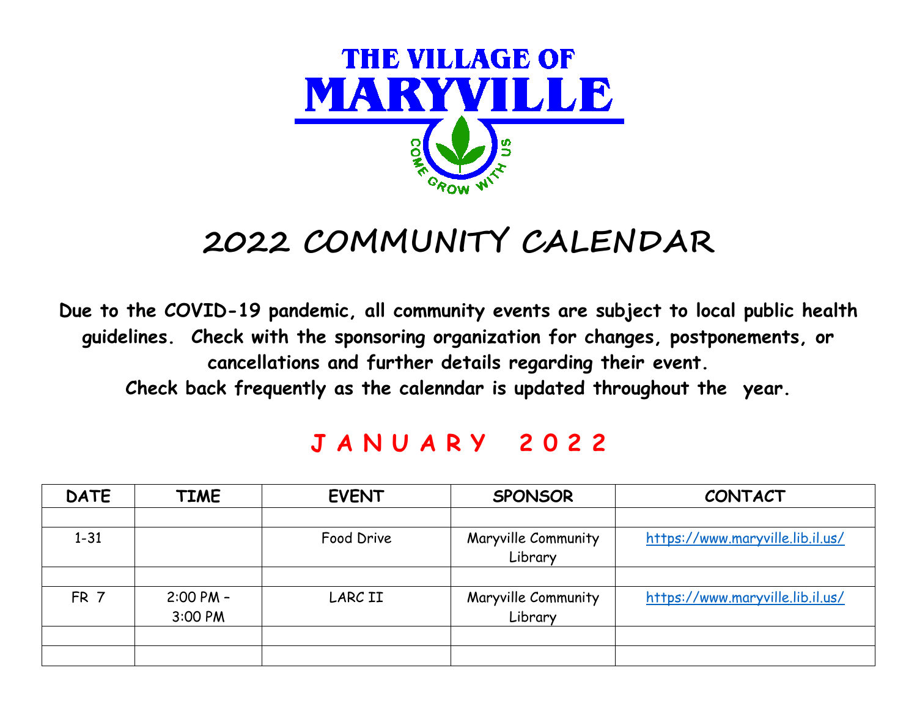# THE VILLAGE OF MARYVILLE

COME GROW WITH US

# 2022 COMMUNITY CALENDAR

**Due to the COVID-19 pandemic, all community events are subject to local public health guidelines. Check with the sponsoring organization for changes, postponements, or cancellations and further details regarding their event.**
**Check back frequently as the calenndar is updated throughout the year.**

## J A N U A R Y 2 0 2 2

| DATE | TIME | EVENT | SPONSOR | CONTACT |
|---|---|---|---|---|
| | | | | |
| 1-31 | | Food Drive | Maryville Community Library | https://www.maryville.lib.il.us/ |
| | | | | |
| FR 7 | 2:00 PM – 3:00 PM | LARC II | Maryville Community Library | https://www.maryville.lib.il.us/ |
| | | | | |
| | | | | |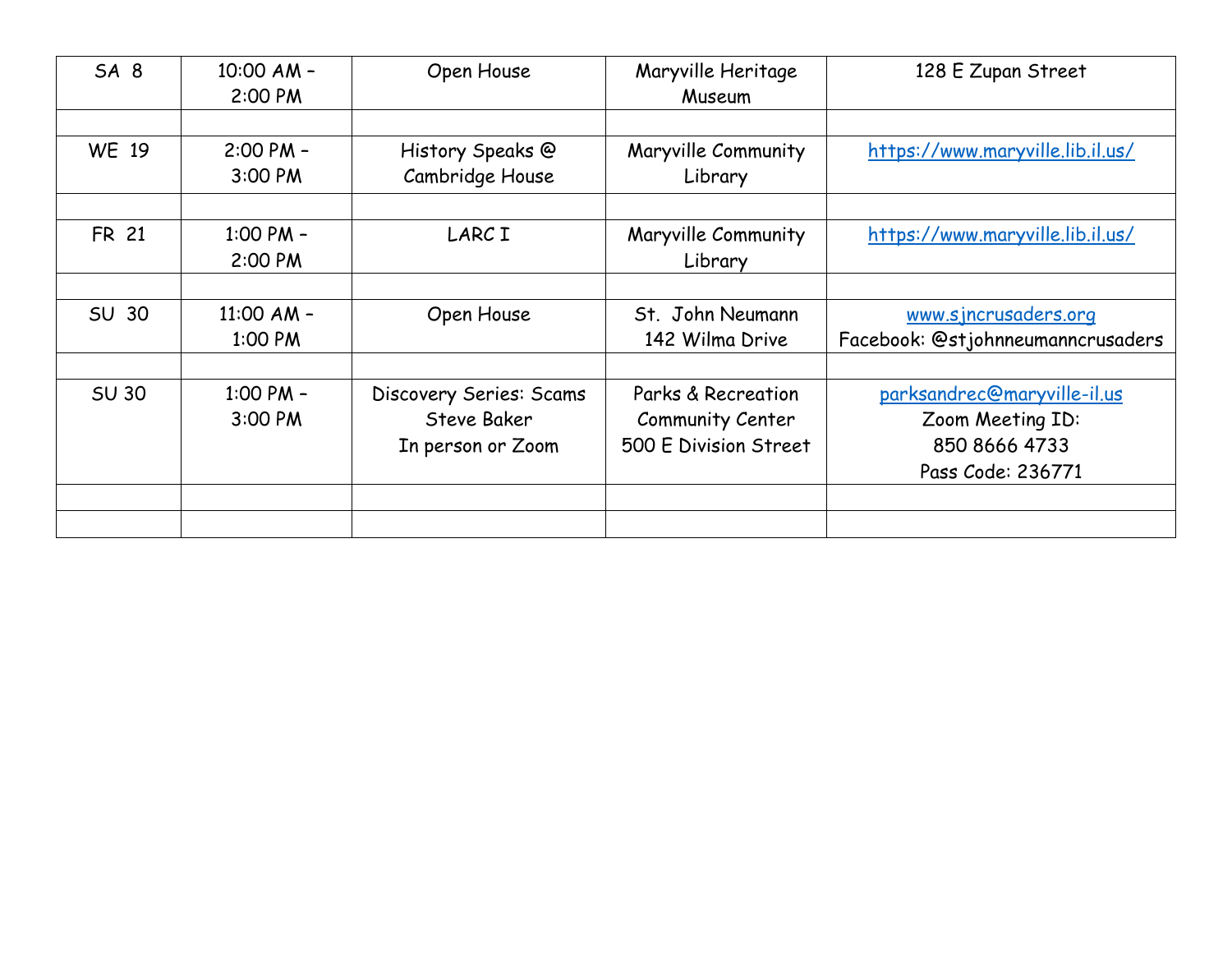| SA 8 | 10:00 AM – 2:00 PM | Open House | Maryville Heritage Museum | 128 E Zupan Street |
|---|---|---|---|---|
| | | | | |
| WE 19 | 2:00 PM – 3:00 PM | History Speaks @ Cambridge House | Maryville Community Library | https://www.maryville.lib.il.us/ |
| | | | | |
| FR 21 | 1:00 PM – 2:00 PM | LARC I | Maryville Community Library | https://www.maryville.lib.il.us/ |
| | | | | |
| SU 30 | 11:00 AM – 1:00 PM | Open House | St. John Neumann 142 Wilma Drive | www.sjncrusaders.org Facebook: @stjohnneumanncrusaders |
| | | | | |
| SU 30 | 1:00 PM – 3:00 PM | Discovery Series: Scams Steve Baker In person or Zoom | Parks & Recreation Community Center 500 E Division Street | parksandrec@maryville-il.us Zoom Meeting ID: 850 8666 4733 Pass Code: 236771 |
| | | | | |
| | | | | |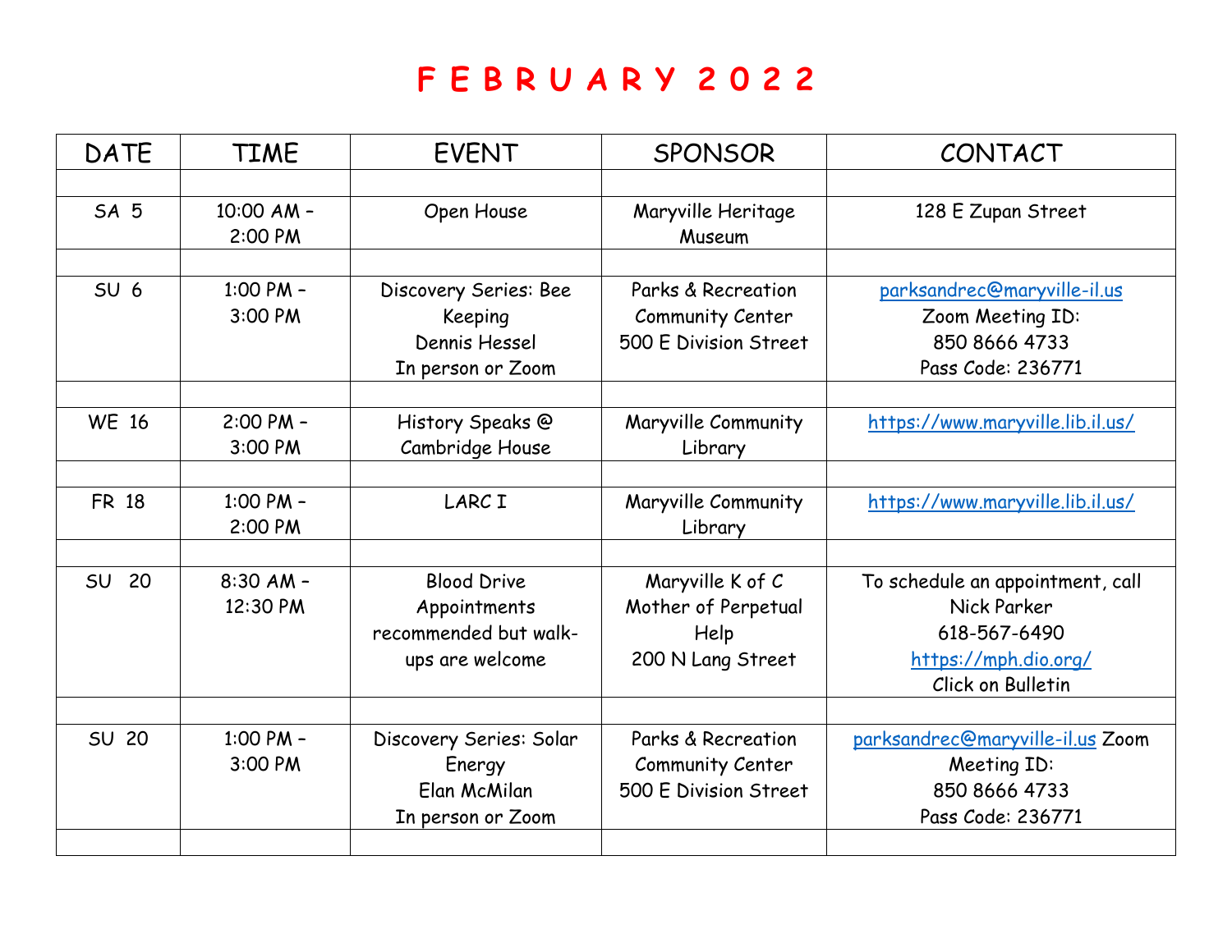# F E B R U A R Y 2 0 2 2

| DATE | TIME | EVENT | SPONSOR | CONTACT |
|---|---|---|---|---|
| SA 5 | 10:00 AM – 2:00 PM | Open House | Maryville Heritage Museum | 128 E Zupan Street |
| SU 6 | 1:00 PM – 3:00 PM | Discovery Series: Bee Keeping<br>Dennis Hessel<br>In person or Zoom | Parks & Recreation Community Center<br>500 E Division Street | parksandrec@maryville-il.us<br>Zoom Meeting ID:<br>850 8666 4733<br>Pass Code: 236771 |
| WE 16 | 2:00 PM – 3:00 PM | History Speaks @ Cambridge House | Maryville Community Library | https://www.maryville.lib.il.us/ |
| FR 18 | 1:00 PM – 2:00 PM | LARC I | Maryville Community Library | https://www.maryville.lib.il.us/ |
| SU 20 | 8:30 AM – 12:30 PM | Blood Drive<br>Appointments recommended but walk-ups are welcome | Maryville K of C<br>Mother of Perpetual Help<br>200 N Lang Street | To schedule an appointment, call Nick Parker<br>618-567-6490<br>https://mph.dio.org/<br>Click on Bulletin |
| SU 20 | 1:00 PM – 3:00 PM | Discovery Series: Solar Energy<br>Elan McMilan<br>In person or Zoom | Parks & Recreation Community Center<br>500 E Division Street | parksandrec@maryville-il.us Zoom Meeting ID:<br>850 8666 4733<br>Pass Code: 236771 |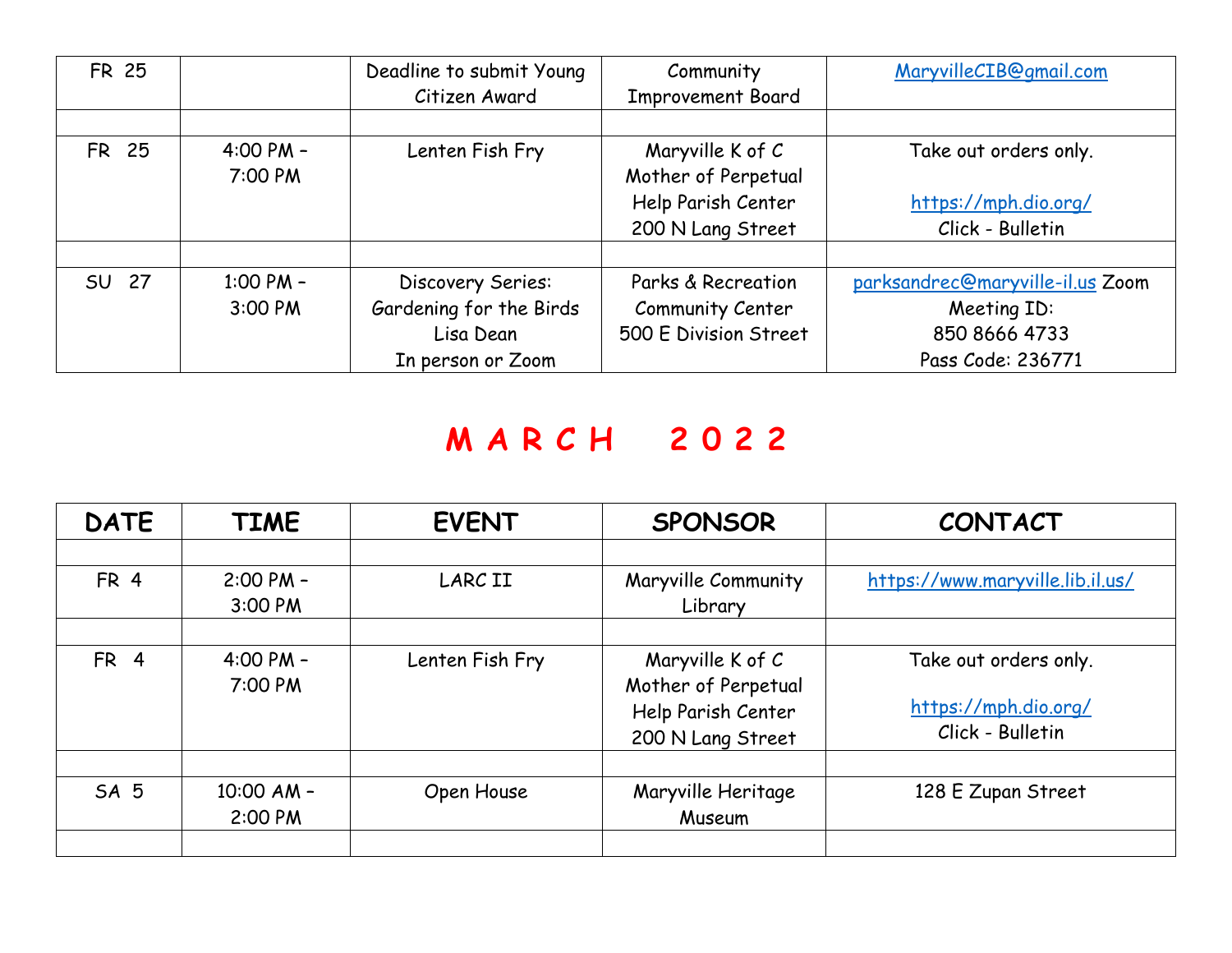| | | | | |
|---|---|---|---|---|
| FR 25 | | Deadline to submit Young Citizen Award | Community Improvement Board | MaryvilleCIB@gmail.com |
| | | | | |
| FR 25 | 4:00 PM – 7:00 PM | Lenten Fish Fry | Maryville K of C Mother of Perpetual Help Parish Center 200 N Lang Street | Take out orders only. https://mph.dio.org/ Click - Bulletin |
| | | | | |
| SU 27 | 1:00 PM – 3:00 PM | Discovery Series: Gardening for the Birds Lisa Dean In person or Zoom | Parks & Recreation Community Center 500 E Division Street | parksandrec@maryville-il.us Zoom Meeting ID: 850 8666 4733 Pass Code: 236771 |

# M A R C H 2 0 2 2

| DATE | TIME | EVENT | SPONSOR | CONTACT |
|---|---|---|---|---|
| | | | | |
| FR 4 | 2:00 PM – 3:00 PM | LARC II | Maryville Community Library | https://www.maryville.lib.il.us/ |
| | | | | |
| FR 4 | 4:00 PM – 7:00 PM | Lenten Fish Fry | Maryville K of C Mother of Perpetual Help Parish Center 200 N Lang Street | Take out orders only. https://mph.dio.org/ Click - Bulletin |
| | | | | |
| SA 5 | 10:00 AM – 2:00 PM | Open House | Maryville Heritage Museum | 128 E Zupan Street |
| | | | | |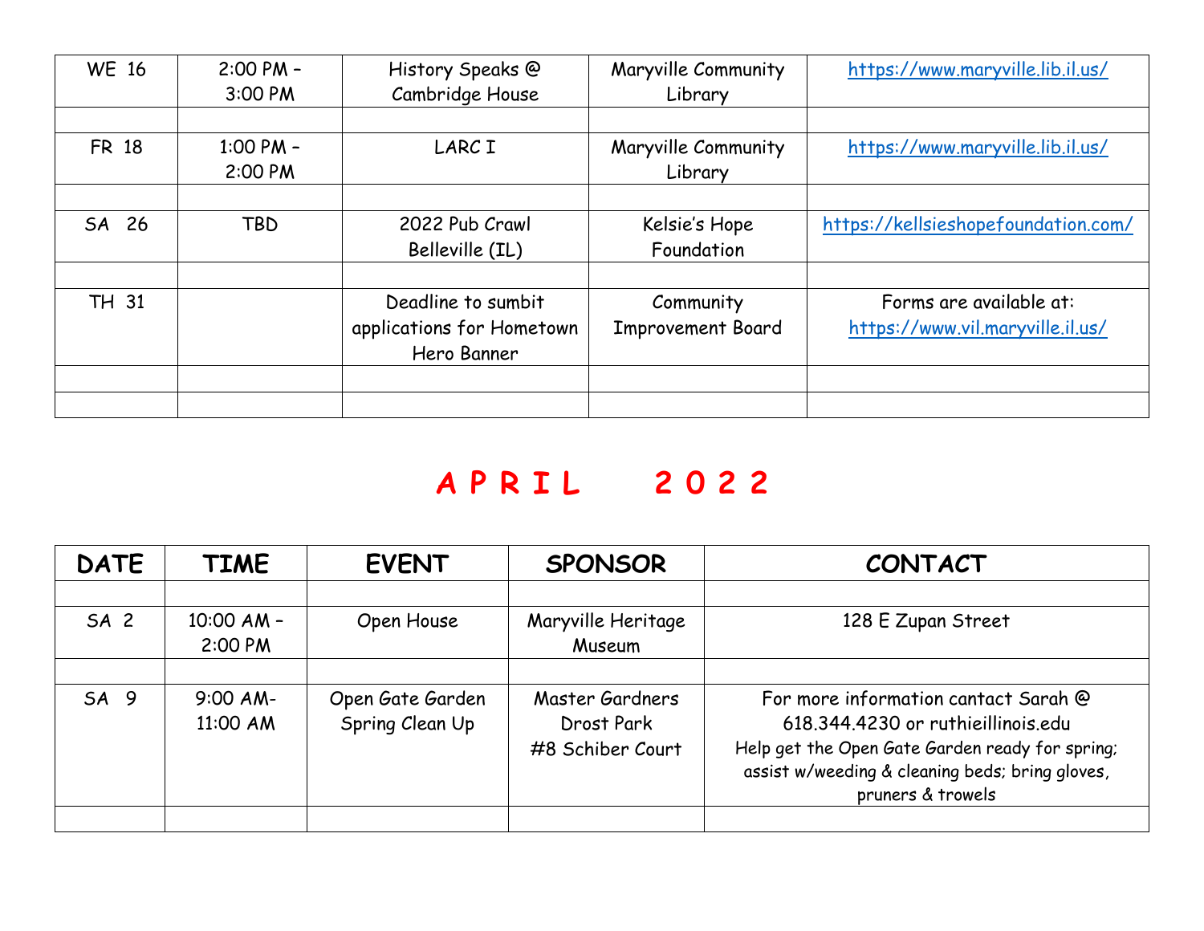| | | | | |
|---|---|---|---|---|
| WE 16 | 2:00 PM – 3:00 PM | History Speaks @ Cambridge House | Maryville Community Library | https://www.maryville.lib.il.us/ |
| | | | | |
| FR 18 | 1:00 PM – 2:00 PM | LARC I | Maryville Community Library | https://www.maryville.lib.il.us/ |
| | | | | |
| SA 26 | TBD | 2022 Pub Crawl Belleville (IL) | Kelsie's Hope Foundation | https://kellsieshopefoundation.com/ |
| | | | | |
| TH 31 | | Deadline to sumbit applications for Hometown Hero Banner | Community Improvement Board | Forms are available at: https://www.vil.maryville.il.us/ |
| | | | | |
| | | | | |

# A P R I L 2 0 2 2

| DATE | TIME | EVENT | SPONSOR | CONTACT |
|---|---|---|---|---|
| | | | | |
| SA 2 | 10:00 AM – 2:00 PM | Open House | Maryville Heritage Museum | 128 E Zupan Street |
| | | | | |
| SA 9 | 9:00 AM- 11:00 AM | Open Gate Garden Spring Clean Up | Master Gardners Drost Park #8 Schiber Court | For more information cantact Sarah @ 618.344.4230 or ruthieillinois.edu Help get the Open Gate Garden ready for spring; assist w/weeding & cleaning beds; bring gloves, pruners & trowels |
| | | | | |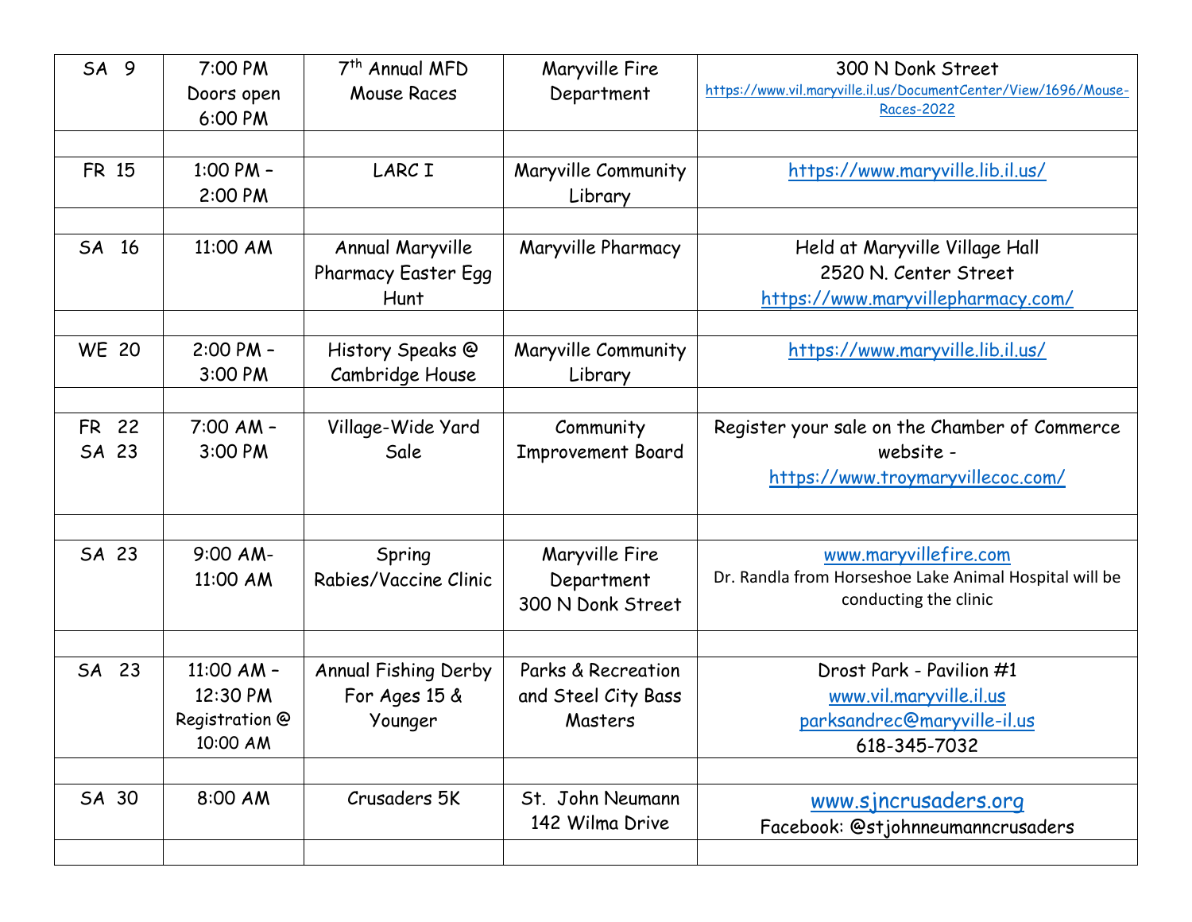| SA 9 | 7:00 PM Doors open 6:00 PM | 7th Annual MFD Mouse Races | Maryville Fire Department | 300 N Donk Street https://www.vil.maryville.il.us/DocumentCenter/View/1696/Mouse-Races-2022 |
|---|---|---|---|---|
| | | | | |
| FR 15 | 1:00 PM – 2:00 PM | LARC I | Maryville Community Library | https://www.maryville.lib.il.us/ |
| | | | | |
| SA 16 | 11:00 AM | Annual Maryville Pharmacy Easter Egg Hunt | Maryville Pharmacy | Held at Maryville Village Hall 2520 N. Center Street https://www.maryvillepharmacy.com/ |
| | | | | |
| WE 20 | 2:00 PM – 3:00 PM | History Speaks @ Cambridge House | Maryville Community Library | https://www.maryville.lib.il.us/ |
| | | | | |
| FR 22 SA 23 | 7:00 AM – 3:00 PM | Village-Wide Yard Sale | Community Improvement Board | Register your sale on the Chamber of Commerce website - https://www.troymaryvillecoc.com/ |
| | | | | |
| SA 23 | 9:00 AM- 11:00 AM | Spring Rabies/Vaccine Clinic | Maryville Fire Department 300 N Donk Street | www.maryvillefire.com Dr. Randla from Horseshoe Lake Animal Hospital will be conducting the clinic |
| | | | | |
| SA 23 | 11:00 AM – 12:30 PM Registration @ 10:00 AM | Annual Fishing Derby For Ages 15 & Younger | Parks & Recreation and Steel City Bass Masters | Drost Park - Pavilion #1 www.vil.maryville.il.us parksandrec@maryville-il.us 618-345-7032 |
| | | | | |
| SA 30 | 8:00 AM | Crusaders 5K | St. John Neumann 142 Wilma Drive | www.sjncrusaders.org Facebook: @stjohnneumanncrusaders |
| | | | | |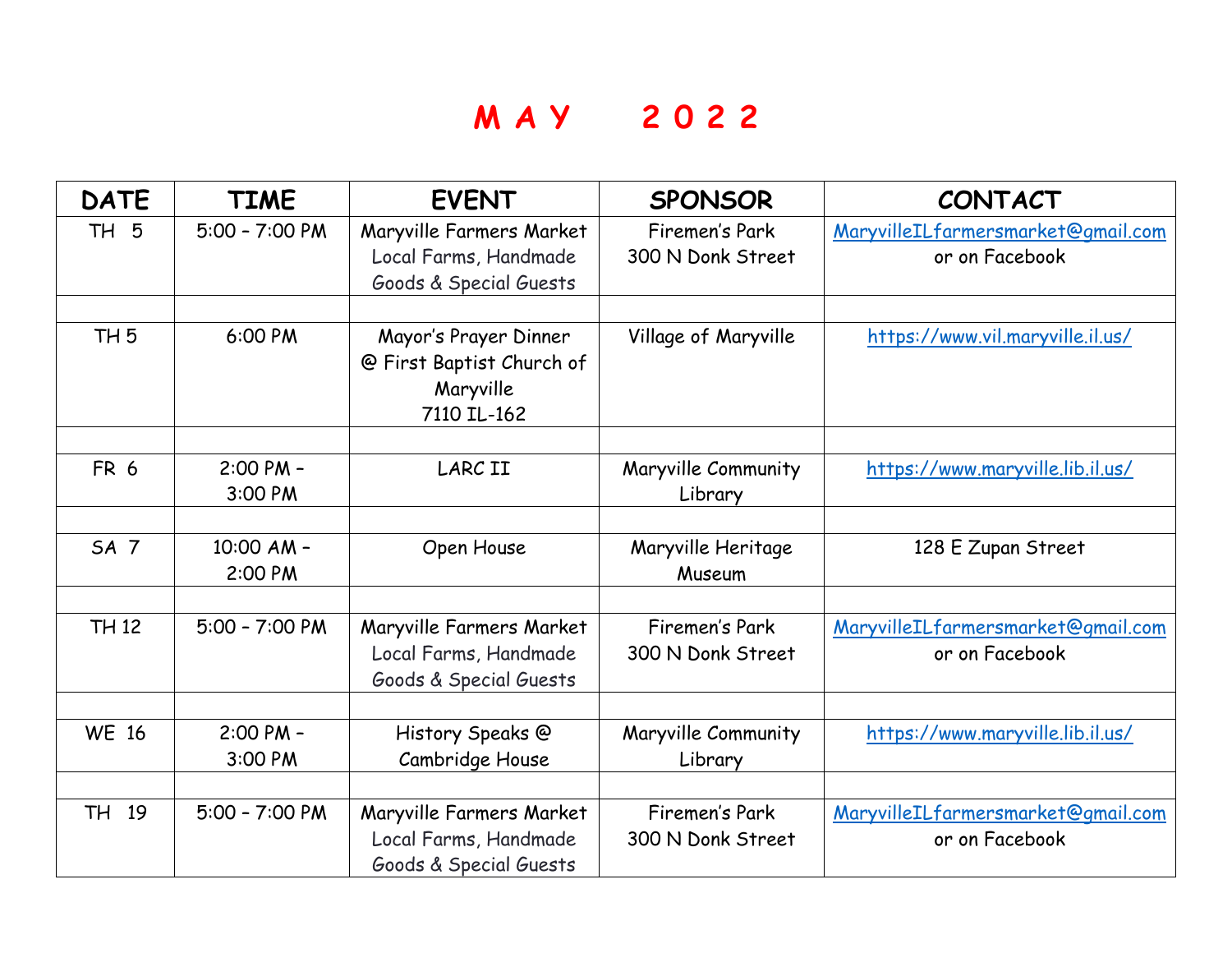# MAY 2022

| DATE | TIME | EVENT | SPONSOR | CONTACT |
|---|---|---|---|---|
| TH 5 | 5:00 – 7:00 PM | Maryville Farmers Market Local Farms, Handmade Goods & Special Guests | Firemen's Park 300 N Donk Street | MaryvilleILfarmersmarket@gmail.com or on Facebook |
| | | | | |
| TH 5 | 6:00 PM | Mayor's Prayer Dinner @ First Baptist Church of Maryville 7110 IL-162 | Village of Maryville | https://www.vil.maryville.il.us/ |
| | | | | |
| FR 6 | 2:00 PM – 3:00 PM | LARC II | Maryville Community Library | https://www.maryville.lib.il.us/ |
| | | | | |
| SA 7 | 10:00 AM – 2:00 PM | Open House | Maryville Heritage Museum | 128 E Zupan Street |
| | | | | |
| TH 12 | 5:00 – 7:00 PM | Maryville Farmers Market Local Farms, Handmade Goods & Special Guests | Firemen's Park 300 N Donk Street | MaryvilleILfarmersmarket@gmail.com or on Facebook |
| | | | | |
| WE 16 | 2:00 PM – 3:00 PM | History Speaks @ Cambridge House | Maryville Community Library | https://www.maryville.lib.il.us/ |
| | | | | |
| TH 19 | 5:00 – 7:00 PM | Maryville Farmers Market Local Farms, Handmade Goods & Special Guests | Firemen's Park 300 N Donk Street | MaryvilleILfarmersmarket@gmail.com or on Facebook |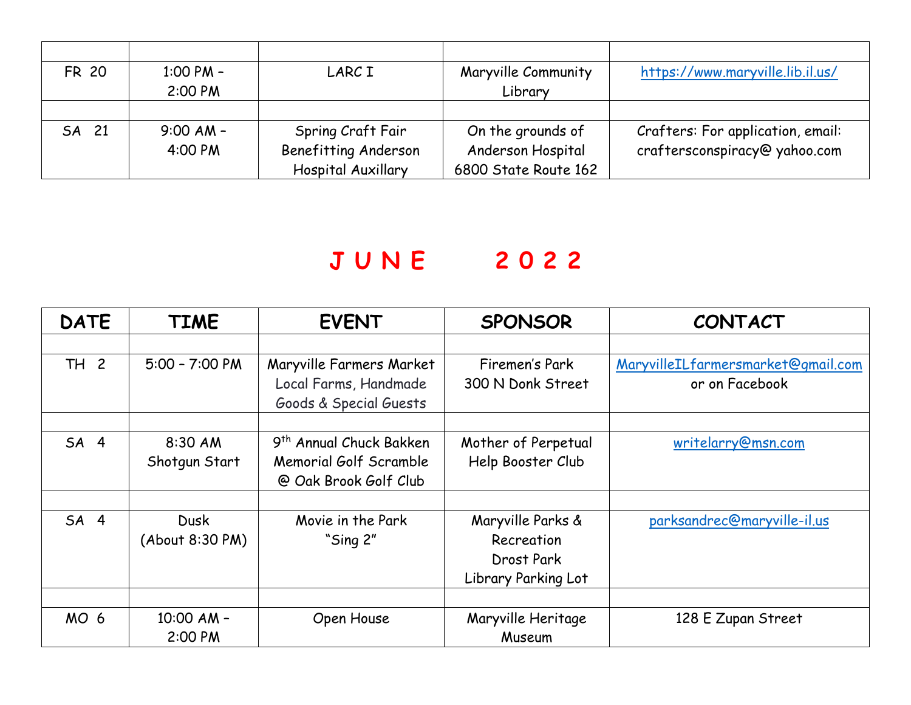| | | | | |
|---|---|---|---|---|
| FR 20 | 1:00 PM – 2:00 PM | LARC I | Maryville Community Library | https://www.maryville.lib.il.us/ |
| | | | | |
| SA 21 | 9:00 AM – 4:00 PM | Spring Craft Fair Benefitting Anderson Hospital Auxillary | On the grounds of Anderson Hospital 6800 State Route 162 | Crafters: For application, email: craftersconspiracy@ yahoo.com |

# J U N E 2 0 2 2

| DATE | TIME | EVENT | SPONSOR | CONTACT |
|---|---|---|---|---|
| | | | | |
| TH 2 | 5:00 – 7:00 PM | Maryville Farmers Market Local Farms, Handmade Goods & Special Guests | Firemen's Park 300 N Donk Street | MaryvilleILfarmersmarket@gmail.com or on Facebook |
| | | | | |
| SA 4 | 8:30 AM Shotgun Start | 9th Annual Chuck Bakken Memorial Golf Scramble @ Oak Brook Golf Club | Mother of Perpetual Help Booster Club | writelarry@msn.com |
| | | | | |
| SA 4 | Dusk (About 8:30 PM) | Movie in the Park "Sing 2" | Maryville Parks & Recreation Drost Park Library Parking Lot | parksandrec@maryville-il.us |
| | | | | |
| MO 6 | 10:00 AM – 2:00 PM | Open House | Maryville Heritage Museum | 128 E Zupan Street |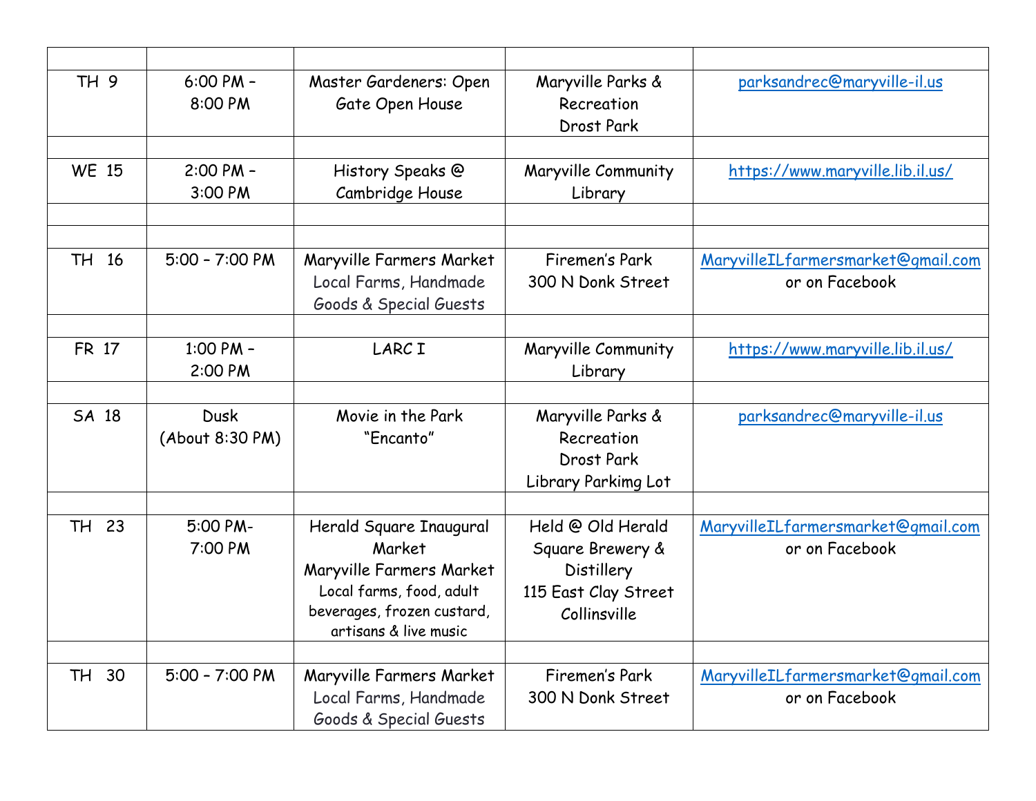| | | | | |
|---|---|---|---|---|
| TH 9 | 6:00 PM – 8:00 PM | Master Gardeners: Open Gate Open House | Maryville Parks & Recreation Drost Park | parksandrec@maryville-il.us |
| | | | | |
| WE 15 | 2:00 PM – 3:00 PM | History Speaks @ Cambridge House | Maryville Community Library | https://www.maryville.lib.il.us/ |
| | | | | |
| | | | | |
| TH 16 | 5:00 – 7:00 PM | Maryville Farmers Market Local Farms, Handmade Goods & Special Guests | Firemen's Park 300 N Donk Street | MaryvilleILfarmersmarket@gmail.com or on Facebook |
| | | | | |
| FR 17 | 1:00 PM – 2:00 PM | LARC I | Maryville Community Library | https://www.maryville.lib.il.us/ |
| | | | | |
| SA 18 | Dusk (About 8:30 PM) | Movie in the Park "Encanto" | Maryville Parks & Recreation Drost Park Library Parkimg Lot | parksandrec@maryville-il.us |
| | | | | |
| TH 23 | 5:00 PM- 7:00 PM | Herald Square Inaugural Market Maryville Farmers Market Local farms, food, adult beverages, frozen custard, artisans & live music | Held @ Old Herald Square Brewery & Distillery 115 East Clay Street Collinsville | MaryvilleILfarmersmarket@gmail.com or on Facebook |
| | | | | |
| TH 30 | 5:00 – 7:00 PM | Maryville Farmers Market Local Farms, Handmade Goods & Special Guests | Firemen's Park 300 N Donk Street | MaryvilleILfarmersmarket@gmail.com or on Facebook |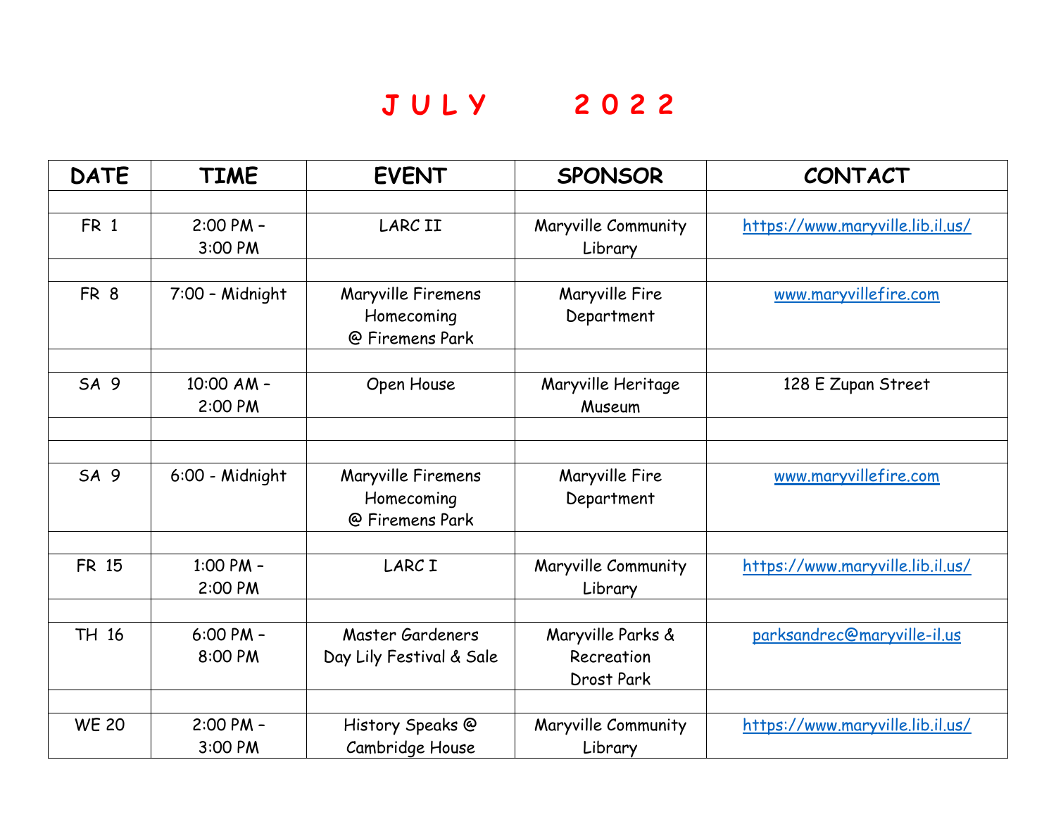# J U L Y 2 0 2 2

| DATE | TIME | EVENT | SPONSOR | CONTACT |
|---|---|---|---|---|
| FR 1 | 2:00 PM – 3:00 PM | LARC II | Maryville Community Library | https://www.maryville.lib.il.us/ |
| FR 8 | 7:00 – Midnight | Maryville Firemens Homecoming @ Firemens Park | Maryville Fire Department | www.maryvillefire.com |
| SA 9 | 10:00 AM – 2:00 PM | Open House | Maryville Heritage Museum | 128 E Zupan Street |
| SA 9 | 6:00 - Midnight | Maryville Firemens Homecoming @ Firemens Park | Maryville Fire Department | www.maryvillefire.com |
| FR 15 | 1:00 PM – 2:00 PM | LARC I | Maryville Community Library | https://www.maryville.lib.il.us/ |
| TH 16 | 6:00 PM – 8:00 PM | Master Gardeners Day Lily Festival & Sale | Maryville Parks & Recreation Drost Park | parksandrec@maryville-il.us |
| WE 20 | 2:00 PM – 3:00 PM | History Speaks @ Cambridge House | Maryville Community Library | https://www.maryville.lib.il.us/ |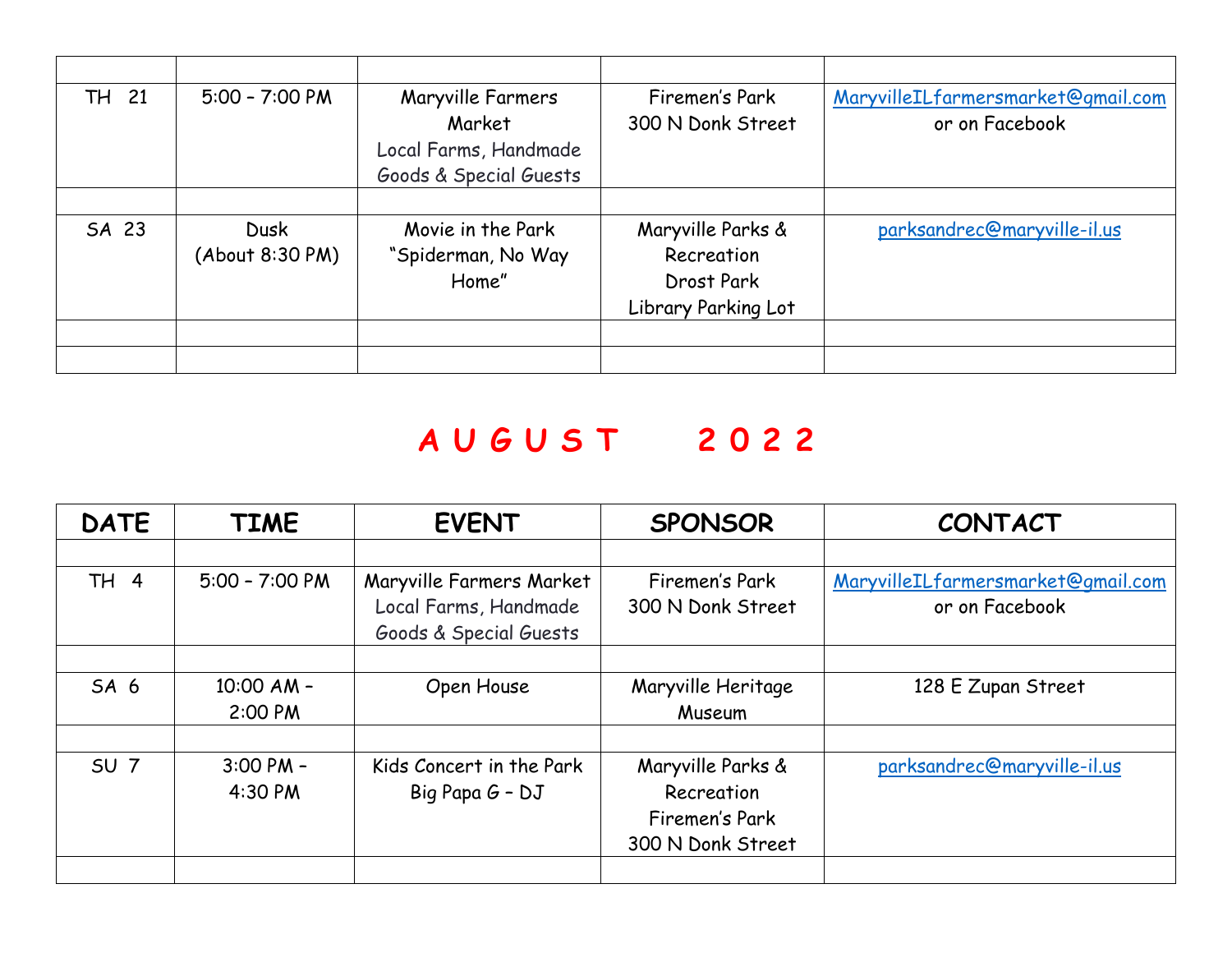| | | | | |
|---|---|---|---|---|
| | | | | |
| TH 21 | 5:00 – 7:00 PM | Maryville Farmers Market Local Farms, Handmade Goods & Special Guests | Firemen's Park 300 N Donk Street | MaryvilleILfarmersmarket@gmail.com or on Facebook |
| | | | | |
| SA 23 | Dusk (About 8:30 PM) | Movie in the Park "Spiderman, No Way Home" | Maryville Parks & Recreation Drost Park Library Parking Lot | parksandrec@maryville-il.us |
| | | | | |
| | | | | |

# A U G U S T 2 0 2 2

| DATE | TIME | EVENT | SPONSOR | CONTACT |
|---|---|---|---|---|
| | | | | |
| TH 4 | 5:00 – 7:00 PM | Maryville Farmers Market Local Farms, Handmade Goods & Special Guests | Firemen's Park 300 N Donk Street | MaryvilleILfarmersmarket@gmail.com or on Facebook |
| | | | | |
| SA 6 | 10:00 AM – 2:00 PM | Open House | Maryville Heritage Museum | 128 E Zupan Street |
| | | | | |
| SU 7 | 3:00 PM – 4:30 PM | Kids Concert in the Park Big Papa G – DJ | Maryville Parks & Recreation Firemen's Park 300 N Donk Street | parksandrec@maryville-il.us |
| | | | | |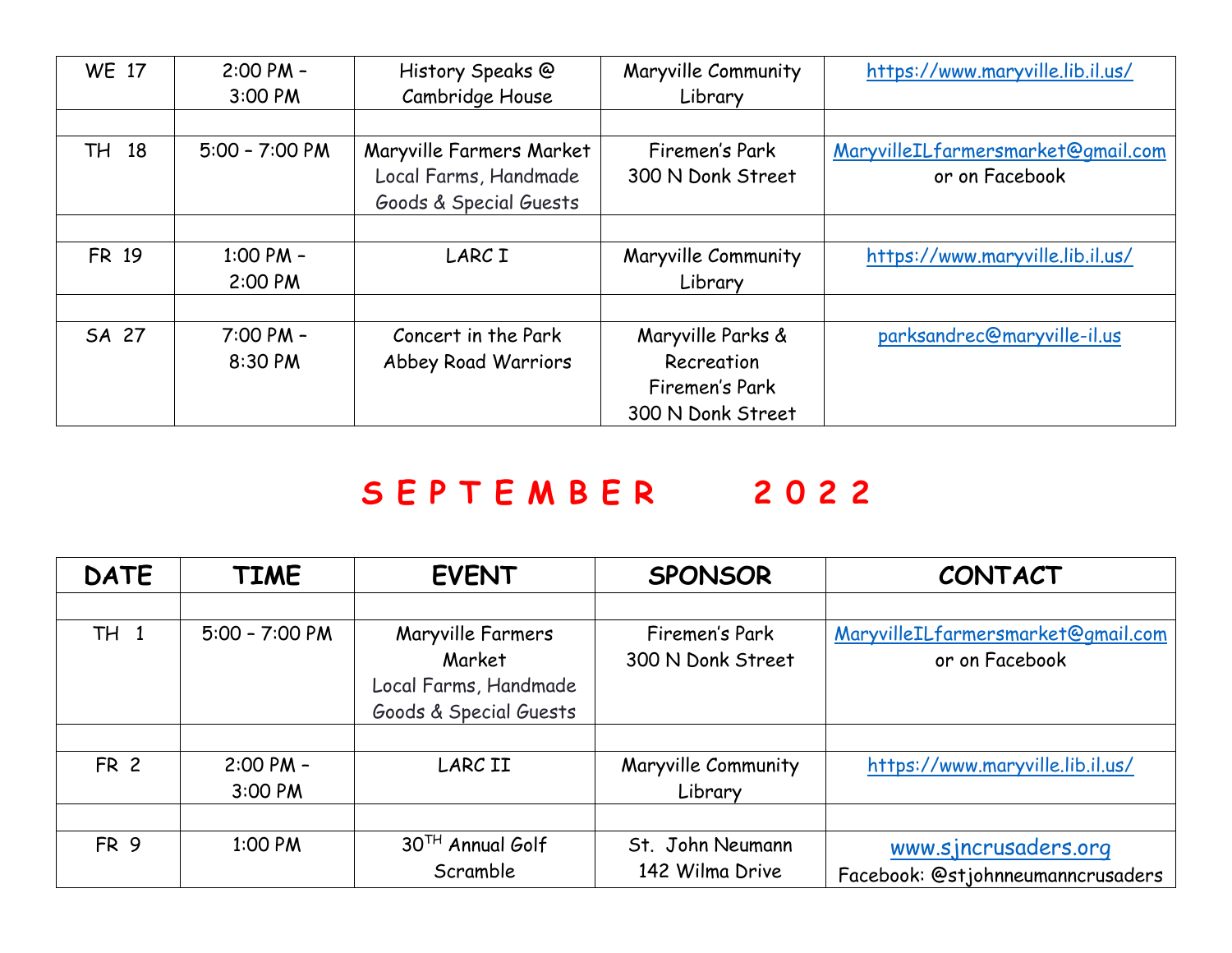| | | | | |
|---|---|---|---|---|
| WE 17 | 2:00 PM – 3:00 PM | History Speaks @ Cambridge House | Maryville Community Library | https://www.maryville.lib.il.us/ |
| | | | | |
| TH 18 | 5:00 – 7:00 PM | Maryville Farmers Market Local Farms, Handmade Goods & Special Guests | Firemen's Park 300 N Donk Street | MaryvilleILfarmersmarket@gmail.com or on Facebook |
| | | | | |
| FR 19 | 1:00 PM – 2:00 PM | LARC I | Maryville Community Library | https://www.maryville.lib.il.us/ |
| | | | | |
| SA 27 | 7:00 PM – 8:30 PM | Concert in the Park Abbey Road Warriors | Maryville Parks & Recreation Firemen's Park 300 N Donk Street | parksandrec@maryville-il.us |

# S E P T E M B E R 2 0 2 2

| DATE | TIME | EVENT | SPONSOR | CONTACT |
|---|---|---|---|---|
| | | | | |
| TH 1 | 5:00 – 7:00 PM | Maryville Farmers Market Local Farms, Handmade Goods & Special Guests | Firemen's Park 300 N Donk Street | MaryvilleILfarmersmarket@gmail.com or on Facebook |
| | | | | |
| FR 2 | 2:00 PM – 3:00 PM | LARC II | Maryville Community Library | https://www.maryville.lib.il.us/ |
| | | | | |
| FR 9 | 1:00 PM | 30TH Annual Golf Scramble | St. John Neumann 142 Wilma Drive | www.sjncrusaders.org Facebook: @stjohnneumanncrusaders |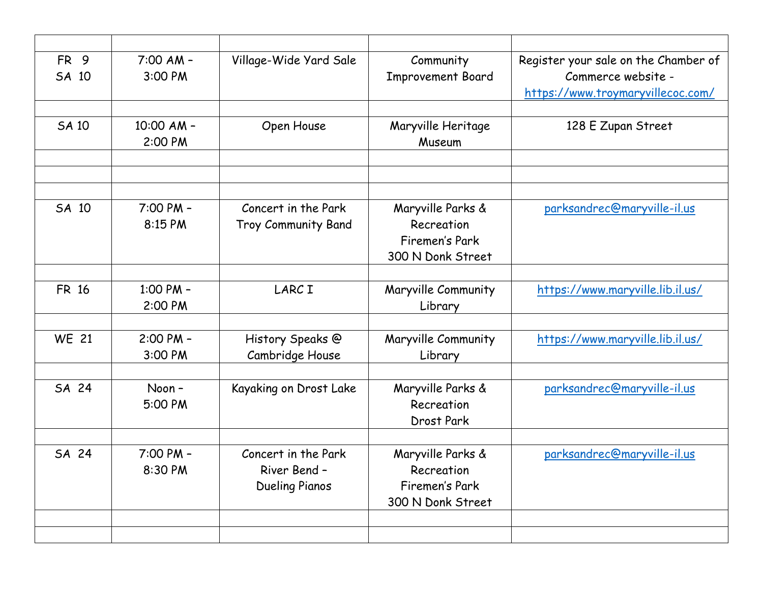| | | | | |
|---|---|---|---|---|
| FR 9<br>SA 10 | 7:00 AM –<br>3:00 PM | Village-Wide Yard Sale | Community Improvement Board | Register your sale on the Chamber of Commerce website - https://www.troymaryvillecoc.com/ |
| | | | | |
| SA 10 | 10:00 AM –<br>2:00 PM | Open House | Maryville Heritage Museum | 128 E Zupan Street |
| | | | | |
| | | | | |
| | | | | |
| SA 10 | 7:00 PM –<br>8:15 PM | Concert in the Park<br>Troy Community Band | Maryville Parks & Recreation<br>Firemen's Park<br>300 N Donk Street | parksandrec@maryville-il.us |
| | | | | |
| FR 16 | 1:00 PM –<br>2:00 PM | LARC I | Maryville Community Library | https://www.maryville.lib.il.us/ |
| | | | | |
| WE 21 | 2:00 PM –<br>3:00 PM | History Speaks @<br>Cambridge House | Maryville Community Library | https://www.maryville.lib.il.us/ |
| | | | | |
| SA 24 | Noon –<br>5:00 PM | Kayaking on Drost Lake | Maryville Parks & Recreation<br>Drost Park | parksandrec@maryville-il.us |
| | | | | |
| SA 24 | 7:00 PM –<br>8:30 PM | Concert in the Park<br>River Bend –<br>Dueling Pianos | Maryville Parks & Recreation<br>Firemen's Park<br>300 N Donk Street | parksandrec@maryville-il.us |
| | | | | |
| | | | | |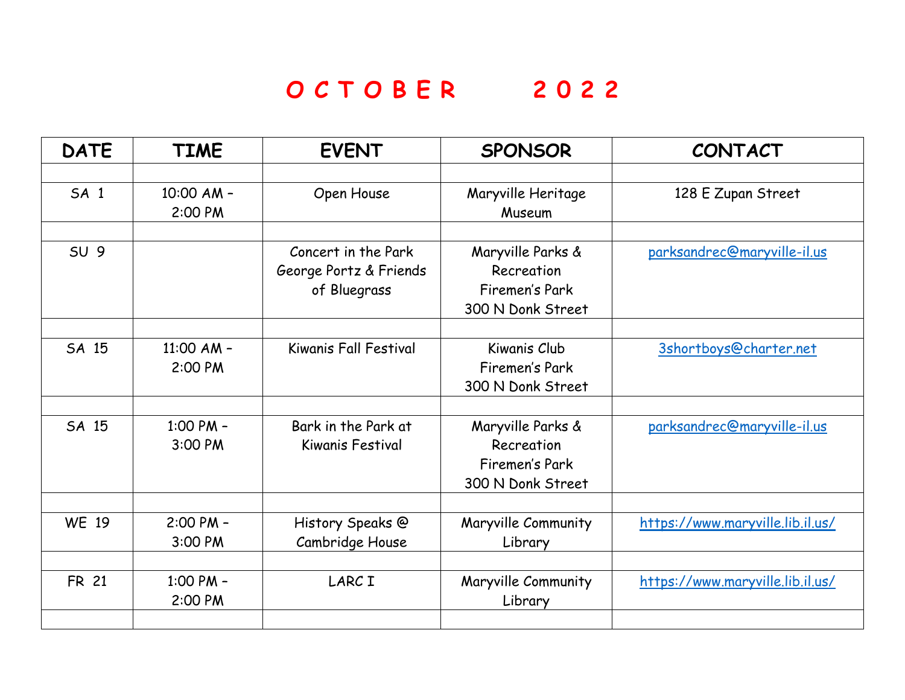# O C T O B E R 2 0 2 2

| DATE | TIME | EVENT | SPONSOR | CONTACT |
|---|---|---|---|---|
| SA 1 | 10:00 AM – 2:00 PM | Open House | Maryville Heritage Museum | 128 E Zupan Street |
| SU 9 | | Concert in the Park George Portz & Friends of Bluegrass | Maryville Parks & Recreation Firemen's Park 300 N Donk Street | parksandrec@maryville-il.us |
| SA 15 | 11:00 AM – 2:00 PM | Kiwanis Fall Festival | Kiwanis Club Firemen's Park 300 N Donk Street | 3shortboys@charter.net |
| SA 15 | 1:00 PM – 3:00 PM | Bark in the Park at Kiwanis Festival | Maryville Parks & Recreation Firemen's Park 300 N Donk Street | parksandrec@maryville-il.us |
| WE 19 | 2:00 PM – 3:00 PM | History Speaks @ Cambridge House | Maryville Community Library | https://www.maryville.lib.il.us/ |
| FR 21 | 1:00 PM – 2:00 PM | LARC I | Maryville Community Library | https://www.maryville.lib.il.us/ |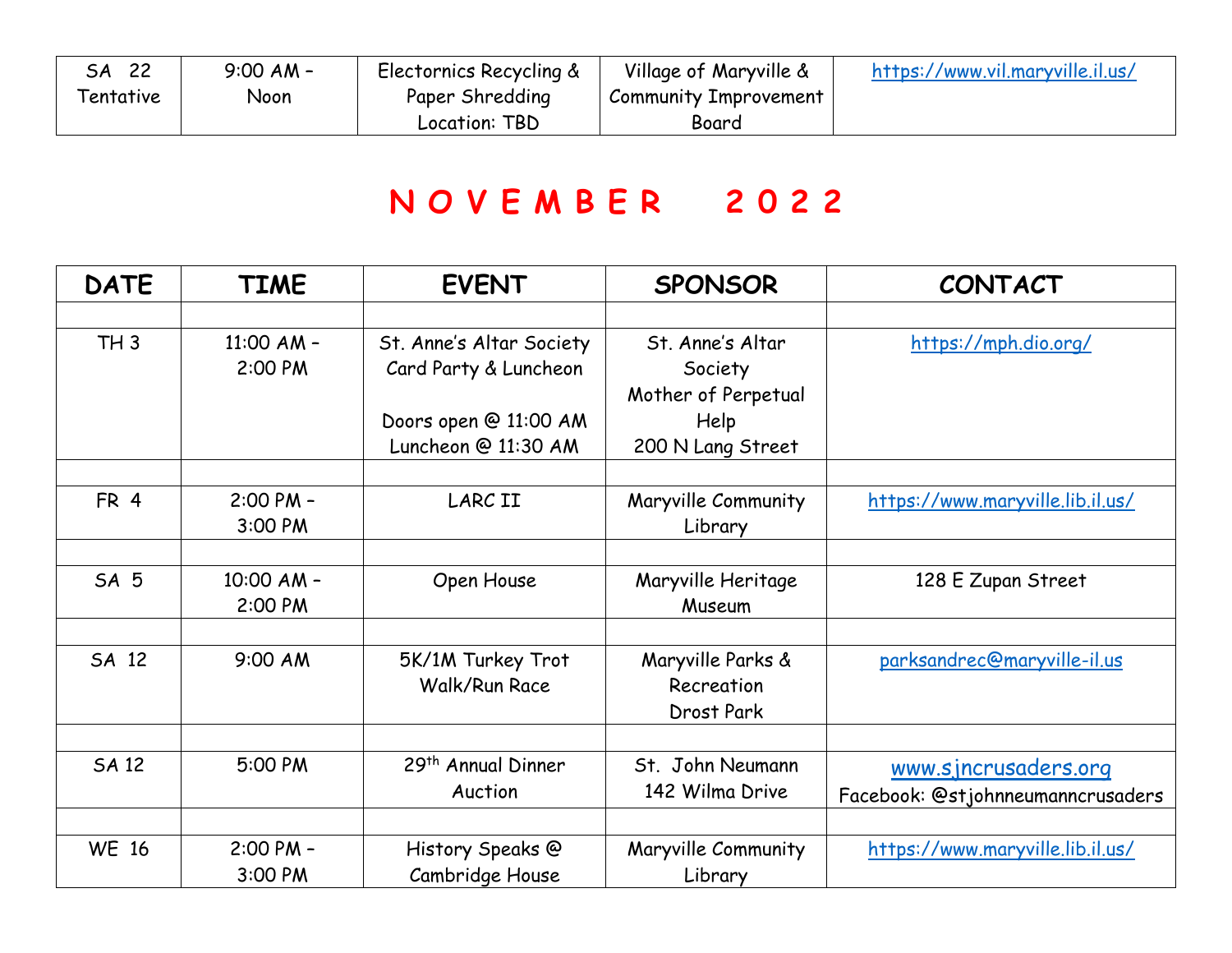| SA 22 Tentative | 9:00 AM – Noon | Electronics Recycling & Paper Shredding Location: TBD | Village of Maryville & Community Improvement Board | https://www.vil.maryville.il.us/ |
|---|---|---|---|---|

# N O V E M B E R   2 0 2 2

| DATE | TIME | EVENT | SPONSOR | CONTACT |
|---|---|---|---|---|
| | | | | |
| TH 3 | 11:00 AM – 2:00 PM | St. Anne's Altar Society Card Party & Luncheon<br><br>Doors open @ 11:00 AM<br>Luncheon @ 11:30 AM | St. Anne's Altar Society<br>Mother of Perpetual Help<br>200 N Lang Street | https://mph.dio.org/ |
| | | | | |
| FR 4 | 2:00 PM – 3:00 PM | LARC II | Maryville Community Library | https://www.maryville.lib.il.us/ |
| | | | | |
| SA 5 | 10:00 AM – 2:00 PM | Open House | Maryville Heritage Museum | 128 E Zupan Street |
| | | | | |
| SA 12 | 9:00 AM | 5K/1M Turkey Trot Walk/Run Race | Maryville Parks & Recreation<br>Drost Park | parksandrec@maryville-il.us |
| | | | | |
| SA 12 | 5:00 PM | 29th Annual Dinner Auction | St. John Neumann<br>142 Wilma Drive | www.sjncrusaders.org<br>Facebook: @stjohnneumanncrusaders |
| | | | | |
| WE 16 | 2:00 PM – 3:00 PM | History Speaks @ Cambridge House | Maryville Community Library | https://www.maryville.lib.il.us/ |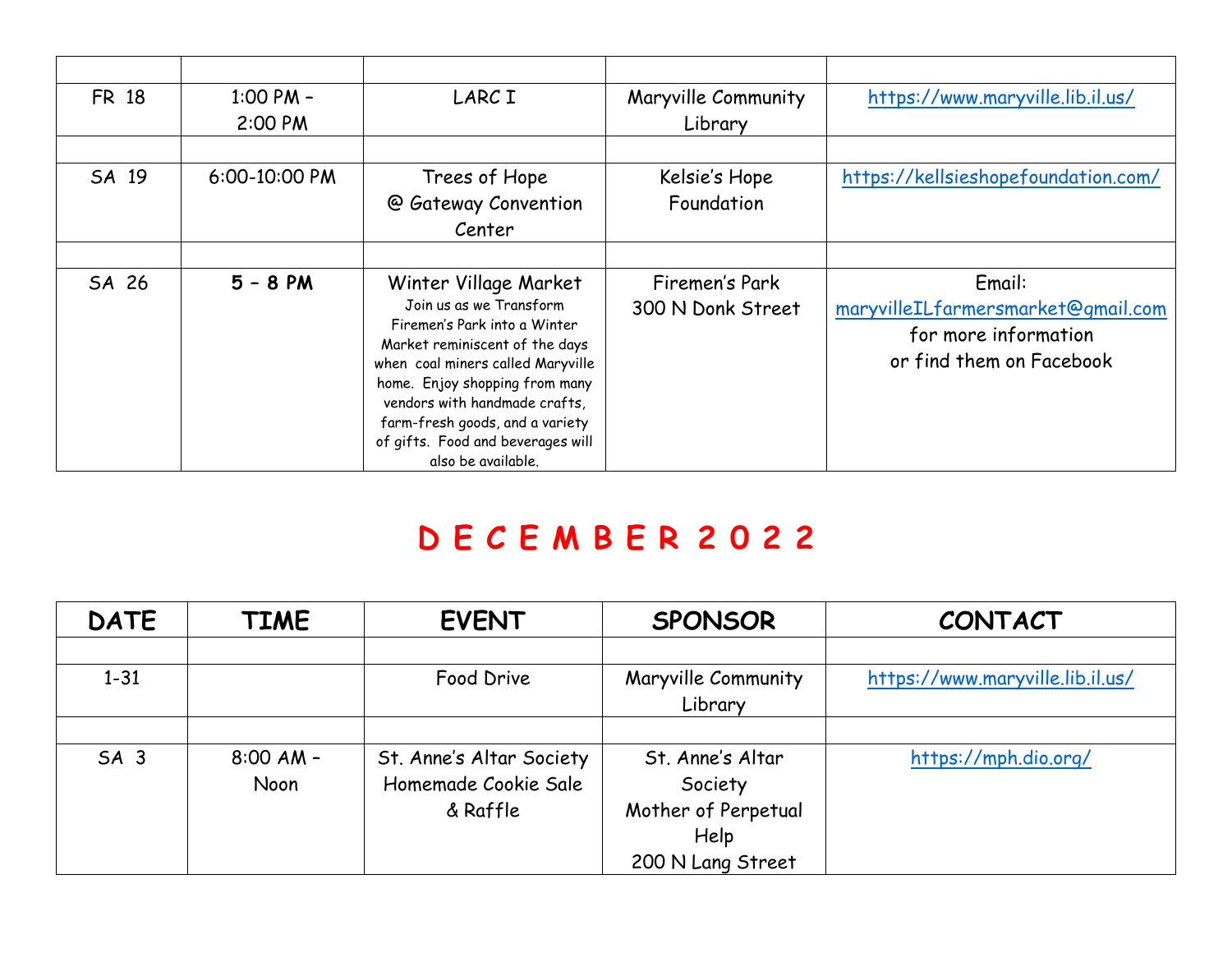| | | | | |
|---|---|---|---|---|
| FR 18 | 1:00 PM – 2:00 PM | LARC I | Maryville Community Library | https://www.maryville.lib.il.us/ |
| | | | | |
| SA 19 | 6:00-10:00 PM | Trees of Hope @ Gateway Convention Center | Kelsie's Hope Foundation | https://kellsieshopefoundation.com/ |
| | | | | |
| SA 26 | **5 – 8 PM** | Winter Village Market<br>Join us as we Transform Firemen's Park into a Winter Market reminiscent of the days when coal miners called Maryville home. Enjoy shopping from many vendors with handmade crafts, farm-fresh goods, and a variety of gifts. Food and beverages will also be available. | Firemen's Park<br>300 N Donk Street | Email:<br>maryvilleILfarmersmarket@gmail.com<br>for more information<br>or find them on Facebook |

# D E C E M B E R 2 0 2 2

| DATE | TIME | EVENT | SPONSOR | CONTACT |
|---|---|---|---|---|
| | | | | |
| 1-31 | | Food Drive | Maryville Community Library | https://www.maryville.lib.il.us/ |
| | | | | |
| SA 3 | 8:00 AM – Noon | St. Anne's Altar Society Homemade Cookie Sale & Raffle | St. Anne's Altar Society<br>Mother of Perpetual Help<br>200 N Lang Street | https://mph.dio.org/ |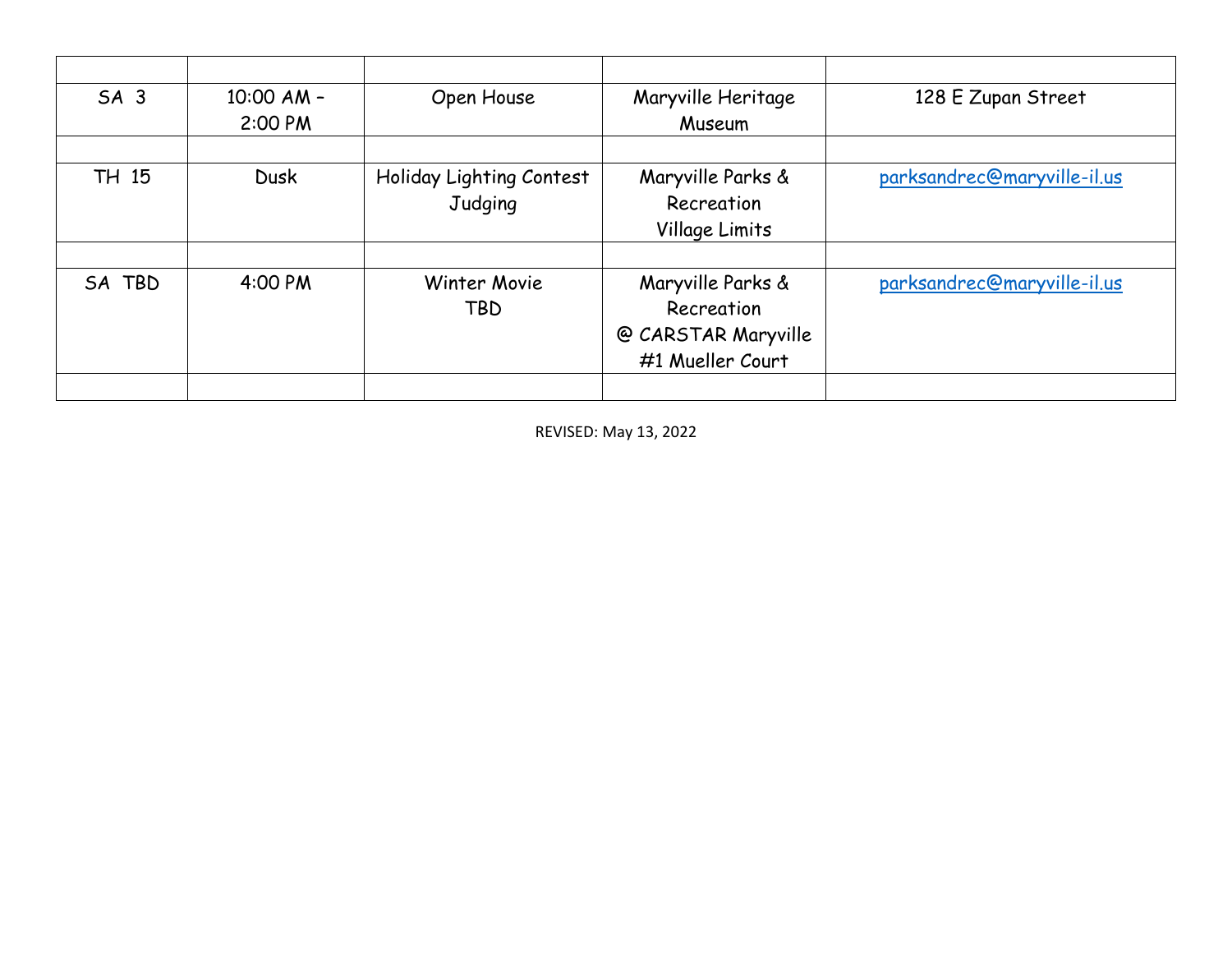| | | | | |
|---|---|---|---|---|
| | | | | |
| SA 3 | 10:00 AM – 2:00 PM | Open House | Maryville Heritage Museum | 128 E Zupan Street |
| | | | | |
| TH 15 | Dusk | Holiday Lighting Contest Judging | Maryville Parks & Recreation Village Limits | parksandrec@maryville-il.us |
| | | | | |
| SA TBD | 4:00 PM | Winter Movie TBD | Maryville Parks & Recreation @ CARSTAR Maryville #1 Mueller Court | parksandrec@maryville-il.us |
| | | | | |

REVISED: May 13, 2022